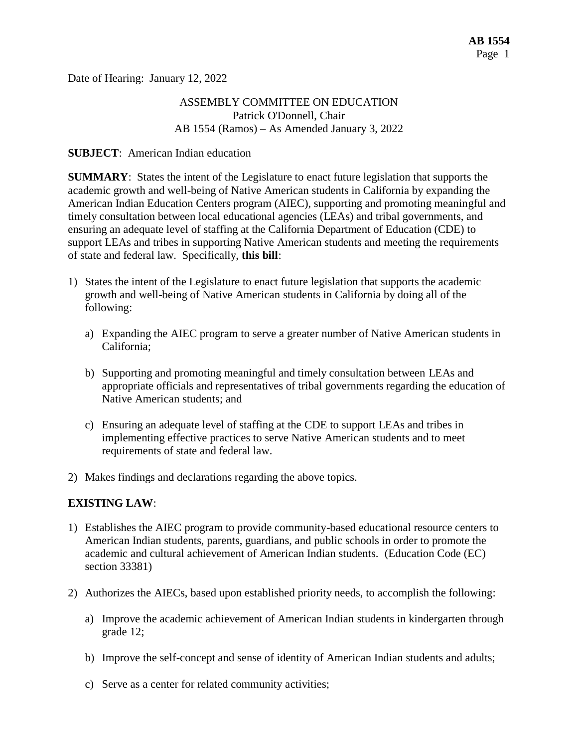Date of Hearing: January 12, 2022

ASSEMBLY COMMITTEE ON EDUCATION
Patrick O'Donnell, Chair
AB 1554 (Ramos) – As Amended January 3, 2022

**SUBJECT**: American Indian education

**SUMMARY**: States the intent of the Legislature to enact future legislation that supports the academic growth and well-being of Native American students in California by expanding the American Indian Education Centers program (AIEC), supporting and promoting meaningful and timely consultation between local educational agencies (LEAs) and tribal governments, and ensuring an adequate level of staffing at the California Department of Education (CDE) to support LEAs and tribes in supporting Native American students and meeting the requirements of state and federal law. Specifically, **this bill**:

1) States the intent of the Legislature to enact future legislation that supports the academic growth and well-being of Native American students in California by doing all of the following:

   a) Expanding the AIEC program to serve a greater number of Native American students in California;

   b) Supporting and promoting meaningful and timely consultation between LEAs and appropriate officials and representatives of tribal governments regarding the education of Native American students; and

   c) Ensuring an adequate level of staffing at the CDE to support LEAs and tribes in implementing effective practices to serve Native American students and to meet requirements of state and federal law.

2) Makes findings and declarations regarding the above topics.

**EXISTING LAW**:

1) Establishes the AIEC program to provide community-based educational resource centers to American Indian students, parents, guardians, and public schools in order to promote the academic and cultural achievement of American Indian students. (Education Code (EC) section 33381)

2) Authorizes the AIECs, based upon established priority needs, to accomplish the following:

   a) Improve the academic achievement of American Indian students in kindergarten through grade 12;

   b) Improve the self-concept and sense of identity of American Indian students and adults;

   c) Serve as a center for related community activities;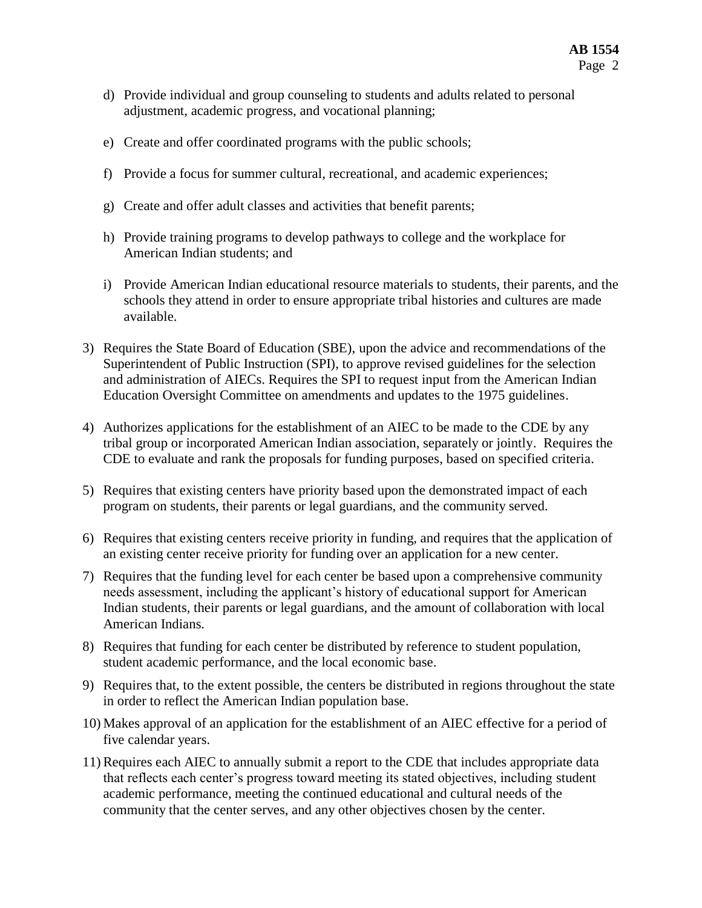d) Provide individual and group counseling to students and adults related to personal adjustment, academic progress, and vocational planning;

e) Create and offer coordinated programs with the public schools;

f) Provide a focus for summer cultural, recreational, and academic experiences;

g) Create and offer adult classes and activities that benefit parents;

h) Provide training programs to develop pathways to college and the workplace for American Indian students; and

i) Provide American Indian educational resource materials to students, their parents, and the schools they attend in order to ensure appropriate tribal histories and cultures are made available.

3) Requires the State Board of Education (SBE), upon the advice and recommendations of the Superintendent of Public Instruction (SPI), to approve revised guidelines for the selection and administration of AIECs. Requires the SPI to request input from the American Indian Education Oversight Committee on amendments and updates to the 1975 guidelines.

4) Authorizes applications for the establishment of an AIEC to be made to the CDE by any tribal group or incorporated American Indian association, separately or jointly. Requires the CDE to evaluate and rank the proposals for funding purposes, based on specified criteria.

5) Requires that existing centers have priority based upon the demonstrated impact of each program on students, their parents or legal guardians, and the community served.

6) Requires that existing centers receive priority in funding, and requires that the application of an existing center receive priority for funding over an application for a new center.

7) Requires that the funding level for each center be based upon a comprehensive community needs assessment, including the applicant's history of educational support for American Indian students, their parents or legal guardians, and the amount of collaboration with local American Indians.

8) Requires that funding for each center be distributed by reference to student population, student academic performance, and the local economic base.

9) Requires that, to the extent possible, the centers be distributed in regions throughout the state in order to reflect the American Indian population base.

10) Makes approval of an application for the establishment of an AIEC effective for a period of five calendar years.

11) Requires each AIEC to annually submit a report to the CDE that includes appropriate data that reflects each center's progress toward meeting its stated objectives, including student academic performance, meeting the continued educational and cultural needs of the community that the center serves, and any other objectives chosen by the center.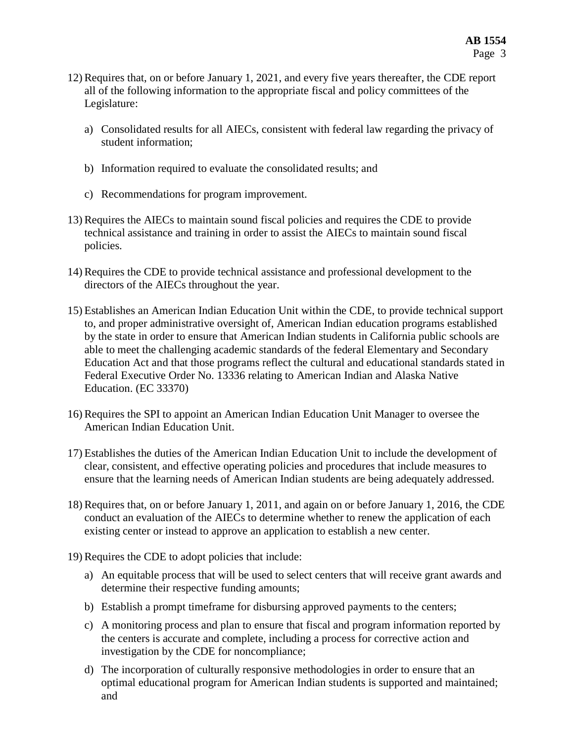12) Requires that, on or before January 1, 2021, and every five years thereafter, the CDE report all of the following information to the appropriate fiscal and policy committees of the Legislature:

    a) Consolidated results for all AIECs, consistent with federal law regarding the privacy of student information;

    b) Information required to evaluate the consolidated results; and

    c) Recommendations for program improvement.

13) Requires the AIECs to maintain sound fiscal policies and requires the CDE to provide technical assistance and training in order to assist the AIECs to maintain sound fiscal policies.

14) Requires the CDE to provide technical assistance and professional development to the directors of the AIECs throughout the year.

15) Establishes an American Indian Education Unit within the CDE, to provide technical support to, and proper administrative oversight of, American Indian education programs established by the state in order to ensure that American Indian students in California public schools are able to meet the challenging academic standards of the federal Elementary and Secondary Education Act and that those programs reflect the cultural and educational standards stated in Federal Executive Order No. 13336 relating to American Indian and Alaska Native Education. (EC 33370)

16) Requires the SPI to appoint an American Indian Education Unit Manager to oversee the American Indian Education Unit.

17) Establishes the duties of the American Indian Education Unit to include the development of clear, consistent, and effective operating policies and procedures that include measures to ensure that the learning needs of American Indian students are being adequately addressed.

18) Requires that, on or before January 1, 2011, and again on or before January 1, 2016, the CDE conduct an evaluation of the AIECs to determine whether to renew the application of each existing center or instead to approve an application to establish a new center.

19) Requires the CDE to adopt policies that include:

    a) An equitable process that will be used to select centers that will receive grant awards and determine their respective funding amounts;

    b) Establish a prompt timeframe for disbursing approved payments to the centers;

    c) A monitoring process and plan to ensure that fiscal and program information reported by the centers is accurate and complete, including a process for corrective action and investigation by the CDE for noncompliance;

    d) The incorporation of culturally responsive methodologies in order to ensure that an optimal educational program for American Indian students is supported and maintained; and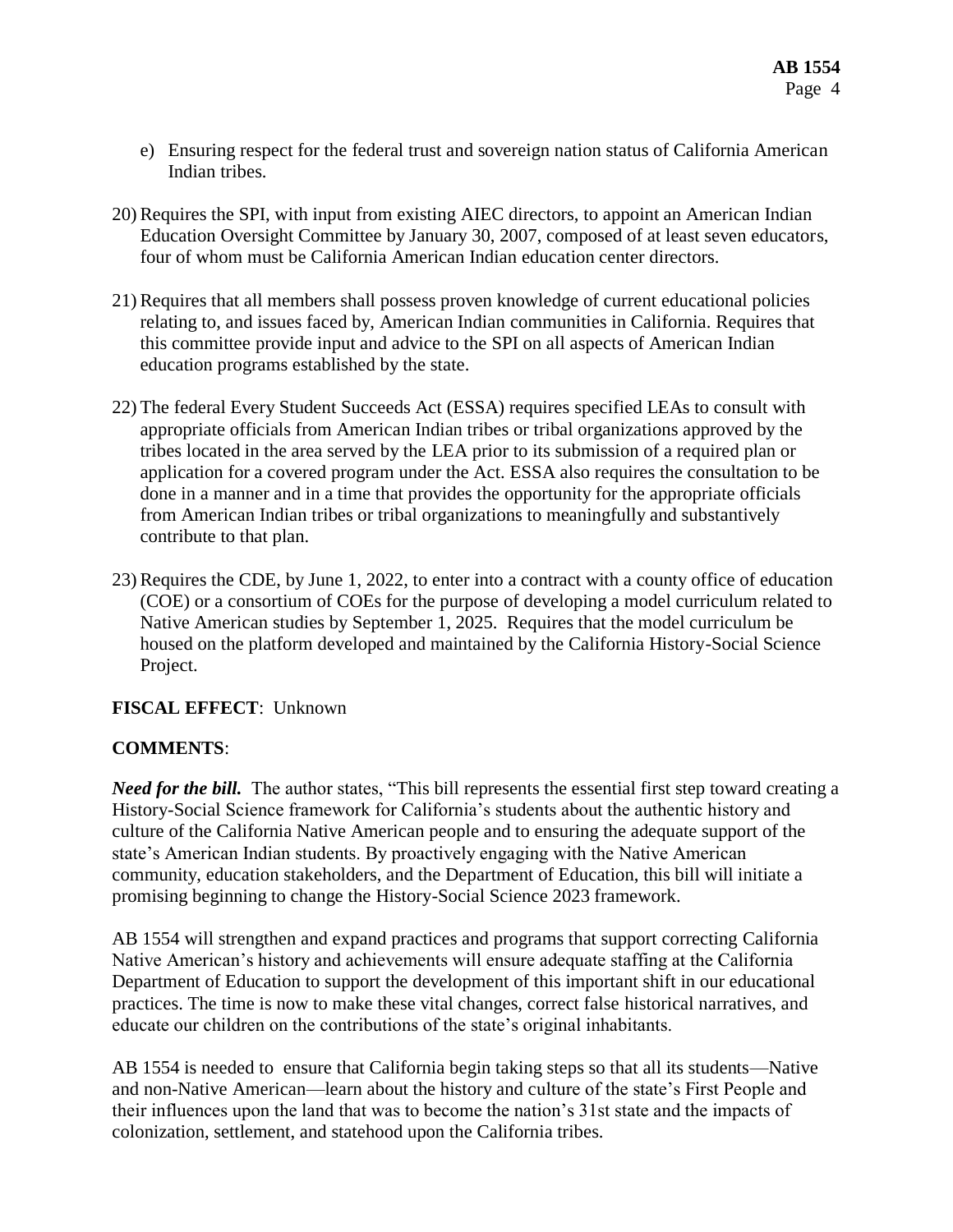e) Ensuring respect for the federal trust and sovereign nation status of California American Indian tribes.

20) Requires the SPI, with input from existing AIEC directors, to appoint an American Indian Education Oversight Committee by January 30, 2007, composed of at least seven educators, four of whom must be California American Indian education center directors.

21) Requires that all members shall possess proven knowledge of current educational policies relating to, and issues faced by, American Indian communities in California. Requires that this committee provide input and advice to the SPI on all aspects of American Indian education programs established by the state.

22) The federal Every Student Succeeds Act (ESSA) requires specified LEAs to consult with appropriate officials from American Indian tribes or tribal organizations approved by the tribes located in the area served by the LEA prior to its submission of a required plan or application for a covered program under the Act. ESSA also requires the consultation to be done in a manner and in a time that provides the opportunity for the appropriate officials from American Indian tribes or tribal organizations to meaningfully and substantively contribute to that plan.

23) Requires the CDE, by June 1, 2022, to enter into a contract with a county office of education (COE) or a consortium of COEs for the purpose of developing a model curriculum related to Native American studies by September 1, 2025. Requires that the model curriculum be housed on the platform developed and maintained by the California History-Social Science Project.

**FISCAL EFFECT**: Unknown

**COMMENTS**:

***Need for the bill.*** The author states, "This bill represents the essential first step toward creating a History-Social Science framework for California's students about the authentic history and culture of the California Native American people and to ensuring the adequate support of the state's American Indian students. By proactively engaging with the Native American community, education stakeholders, and the Department of Education, this bill will initiate a promising beginning to change the History-Social Science 2023 framework.

AB 1554 will strengthen and expand practices and programs that support correcting California Native American's history and achievements will ensure adequate staffing at the California Department of Education to support the development of this important shift in our educational practices. The time is now to make these vital changes, correct false historical narratives, and educate our children on the contributions of the state's original inhabitants.

AB 1554 is needed to ensure that California begin taking steps so that all its students—Native and non-Native American—learn about the history and culture of the state's First People and their influences upon the land that was to become the nation's 31st state and the impacts of colonization, settlement, and statehood upon the California tribes.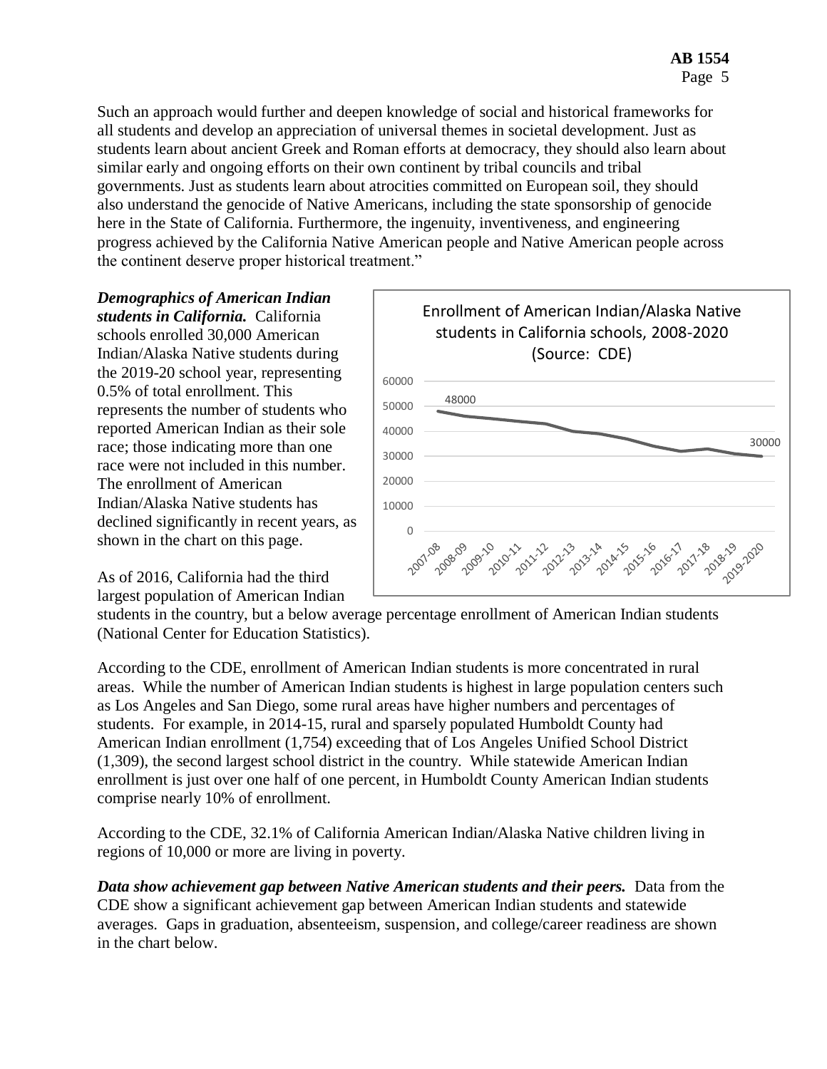Such an approach would further and deepen knowledge of social and historical frameworks for all students and develop an appreciation of universal themes in societal development. Just as students learn about ancient Greek and Roman efforts at democracy, they should also learn about similar early and ongoing efforts on their own continent by tribal councils and tribal governments. Just as students learn about atrocities committed on European soil, they should also understand the genocide of Native Americans, including the state sponsorship of genocide here in the State of California. Furthermore, the ingenuity, inventiveness, and engineering progress achieved by the California Native American people and Native American people across the continent deserve proper historical treatment."

***Demographics of American Indian students in California.*** California schools enrolled 30,000 American Indian/Alaska Native students during the 2019-20 school year, representing 0.5% of total enrollment. This represents the number of students who reported American Indian as their sole race; those indicating more than one race were not included in this number. The enrollment of American Indian/Alaska Native students has declined significantly in recent years, as shown in the chart on this page.

Enrollment of American Indian/Alaska Native students in California schools, 2008-2020 (Source: CDE)

| School year | Enrollment |
|---|---|
| 2007-08 | 48000 |
| 2019-2020 | 30000 |

As of 2016, California had the third largest population of American Indian students in the country, but a below average percentage enrollment of American Indian students (National Center for Education Statistics).

According to the CDE, enrollment of American Indian students is more concentrated in rural areas. While the number of American Indian students is highest in large population centers such as Los Angeles and San Diego, some rural areas have higher numbers and percentages of students. For example, in 2014-15, rural and sparsely populated Humboldt County had American Indian enrollment (1,754) exceeding that of Los Angeles Unified School District (1,309), the second largest school district in the country. While statewide American Indian enrollment is just over one half of one percent, in Humboldt County American Indian students comprise nearly 10% of enrollment.

According to the CDE, 32.1% of California American Indian/Alaska Native children living in regions of 10,000 or more are living in poverty.

***Data show achievement gap between Native American students and their peers.*** Data from the CDE show a significant achievement gap between American Indian students and statewide averages. Gaps in graduation, absenteeism, suspension, and college/career readiness are shown in the chart below.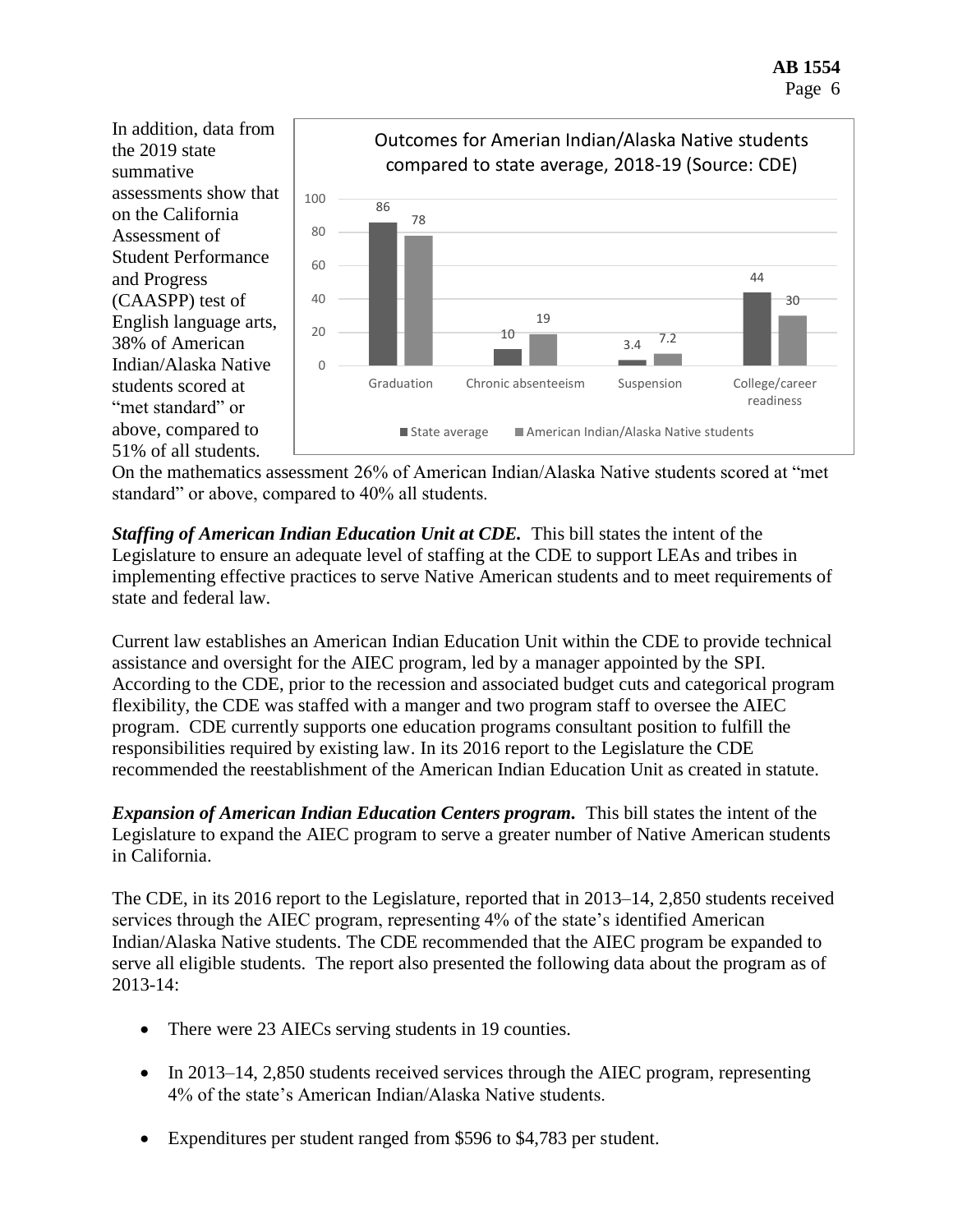In addition, data from the 2019 state summative assessments show that on the California Assessment of Student Performance and Progress (CAASPP) test of English language arts, 38% of American Indian/Alaska Native students scored at "met standard" or above, compared to 51% of all students.

Outcomes for Amerian Indian/Alaska Native students compared to state average, 2018-19 (Source: CDE)

| | State average | American Indian/Alaska Native students |
|---|---|---|
| Graduation | 86 | 78 |
| Chronic absenteeism | 10 | 19 |
| Suspension | 3.4 | 7.2 |
| College/career readiness | 44 | 30 |

On the mathematics assessment 26% of American Indian/Alaska Native students scored at "met standard" or above, compared to 40% all students.

***Staffing of American Indian Education Unit at CDE.*** This bill states the intent of the Legislature to ensure an adequate level of staffing at the CDE to support LEAs and tribes in implementing effective practices to serve Native American students and to meet requirements of state and federal law.

Current law establishes an American Indian Education Unit within the CDE to provide technical assistance and oversight for the AIEC program, led by a manager appointed by the SPI. According to the CDE, prior to the recession and associated budget cuts and categorical program flexibility, the CDE was staffed with a manger and two program staff to oversee the AIEC program. CDE currently supports one education programs consultant position to fulfill the responsibilities required by existing law. In its 2016 report to the Legislature the CDE recommended the reestablishment of the American Indian Education Unit as created in statute.

***Expansion of American Indian Education Centers program.*** This bill states the intent of the Legislature to expand the AIEC program to serve a greater number of Native American students in California.

The CDE, in its 2016 report to the Legislature, reported that in 2013–14, 2,850 students received services through the AIEC program, representing 4% of the state's identified American Indian/Alaska Native students. The CDE recommended that the AIEC program be expanded to serve all eligible students. The report also presented the following data about the program as of 2013-14:

- There were 23 AIECs serving students in 19 counties.
- In 2013–14, 2,850 students received services through the AIEC program, representing 4% of the state's American Indian/Alaska Native students.
- Expenditures per student ranged from $596 to $4,783 per student.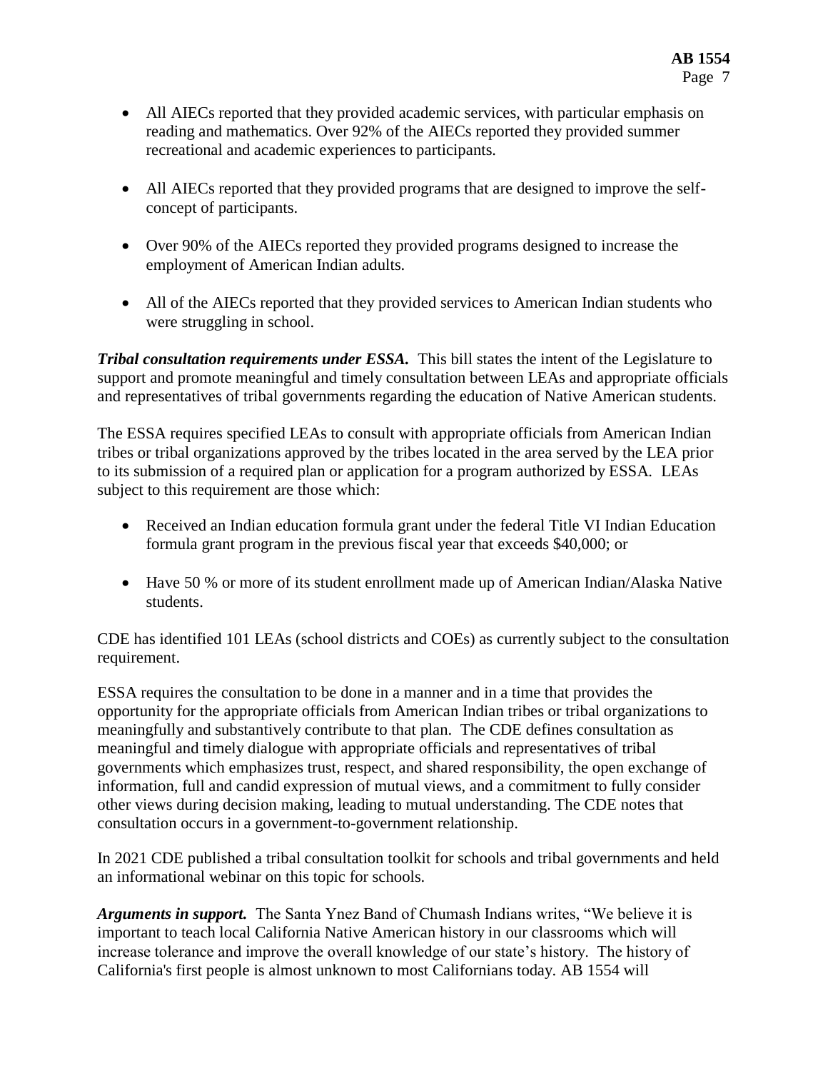- All AIECs reported that they provided academic services, with particular emphasis on reading and mathematics. Over 92% of the AIECs reported they provided summer recreational and academic experiences to participants.

- All AIECs reported that they provided programs that are designed to improve the self-concept of participants.

- Over 90% of the AIECs reported they provided programs designed to increase the employment of American Indian adults.

- All of the AIECs reported that they provided services to American Indian students who were struggling in school.

***Tribal consultation requirements under ESSA.*** This bill states the intent of the Legislature to support and promote meaningful and timely consultation between LEAs and appropriate officials and representatives of tribal governments regarding the education of Native American students.

The ESSA requires specified LEAs to consult with appropriate officials from American Indian tribes or tribal organizations approved by the tribes located in the area served by the LEA prior to its submission of a required plan or application for a program authorized by ESSA. LEAs subject to this requirement are those which:

- Received an Indian education formula grant under the federal Title VI Indian Education formula grant program in the previous fiscal year that exceeds $40,000; or

- Have 50 % or more of its student enrollment made up of American Indian/Alaska Native students.

CDE has identified 101 LEAs (school districts and COEs) as currently subject to the consultation requirement.

ESSA requires the consultation to be done in a manner and in a time that provides the opportunity for the appropriate officials from American Indian tribes or tribal organizations to meaningfully and substantively contribute to that plan. The CDE defines consultation as meaningful and timely dialogue with appropriate officials and representatives of tribal governments which emphasizes trust, respect, and shared responsibility, the open exchange of information, full and candid expression of mutual views, and a commitment to fully consider other views during decision making, leading to mutual understanding. The CDE notes that consultation occurs in a government-to-government relationship.

In 2021 CDE published a tribal consultation toolkit for schools and tribal governments and held an informational webinar on this topic for schools.

***Arguments in support.*** The Santa Ynez Band of Chumash Indians writes, "We believe it is important to teach local California Native American history in our classrooms which will increase tolerance and improve the overall knowledge of our state's history. The history of California's first people is almost unknown to most Californians today. AB 1554 will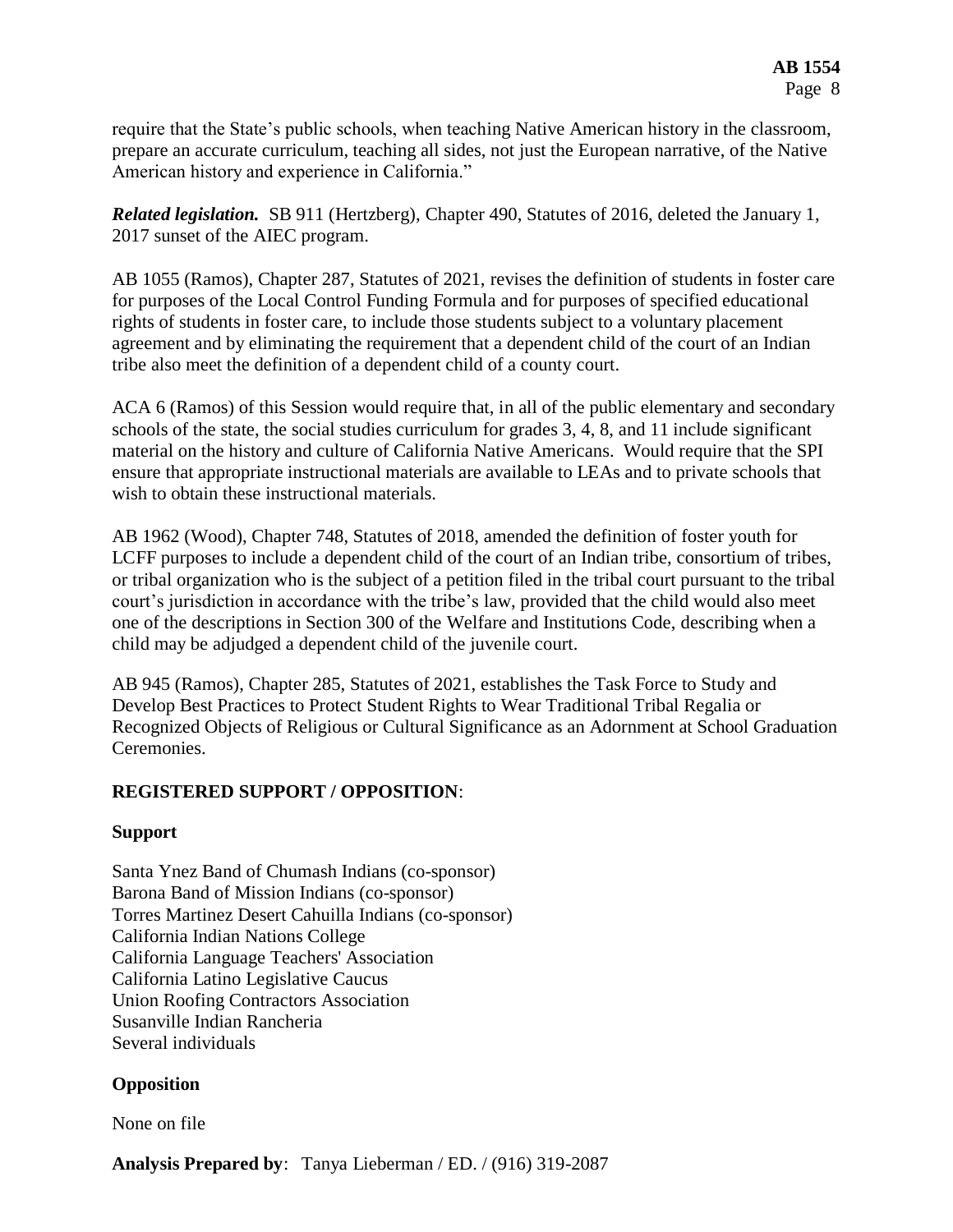require that the State's public schools, when teaching Native American history in the classroom, prepare an accurate curriculum, teaching all sides, not just the European narrative, of the Native American history and experience in California."

***Related legislation.*** SB 911 (Hertzberg), Chapter 490, Statutes of 2016, deleted the January 1, 2017 sunset of the AIEC program.

AB 1055 (Ramos), Chapter 287, Statutes of 2021, revises the definition of students in foster care for purposes of the Local Control Funding Formula and for purposes of specified educational rights of students in foster care, to include those students subject to a voluntary placement agreement and by eliminating the requirement that a dependent child of the court of an Indian tribe also meet the definition of a dependent child of a county court.

ACA 6 (Ramos) of this Session would require that, in all of the public elementary and secondary schools of the state, the social studies curriculum for grades 3, 4, 8, and 11 include significant material on the history and culture of California Native Americans. Would require that the SPI ensure that appropriate instructional materials are available to LEAs and to private schools that wish to obtain these instructional materials.

AB 1962 (Wood), Chapter 748, Statutes of 2018, amended the definition of foster youth for LCFF purposes to include a dependent child of the court of an Indian tribe, consortium of tribes, or tribal organization who is the subject of a petition filed in the tribal court pursuant to the tribal court's jurisdiction in accordance with the tribe's law, provided that the child would also meet one of the descriptions in Section 300 of the Welfare and Institutions Code, describing when a child may be adjudged a dependent child of the juvenile court.

AB 945 (Ramos), Chapter 285, Statutes of 2021, establishes the Task Force to Study and Develop Best Practices to Protect Student Rights to Wear Traditional Tribal Regalia or Recognized Objects of Religious or Cultural Significance as an Adornment at School Graduation Ceremonies.

## REGISTERED SUPPORT / OPPOSITION:

### Support

Santa Ynez Band of Chumash Indians (co-sponsor)
Barona Band of Mission Indians (co-sponsor)
Torres Martinez Desert Cahuilla Indians (co-sponsor)
California Indian Nations College
California Language Teachers' Association
California Latino Legislative Caucus
Union Roofing Contractors Association
Susanville Indian Rancheria
Several individuals

### Opposition

None on file

**Analysis Prepared by**: Tanya Lieberman / ED. / (916) 319-2087